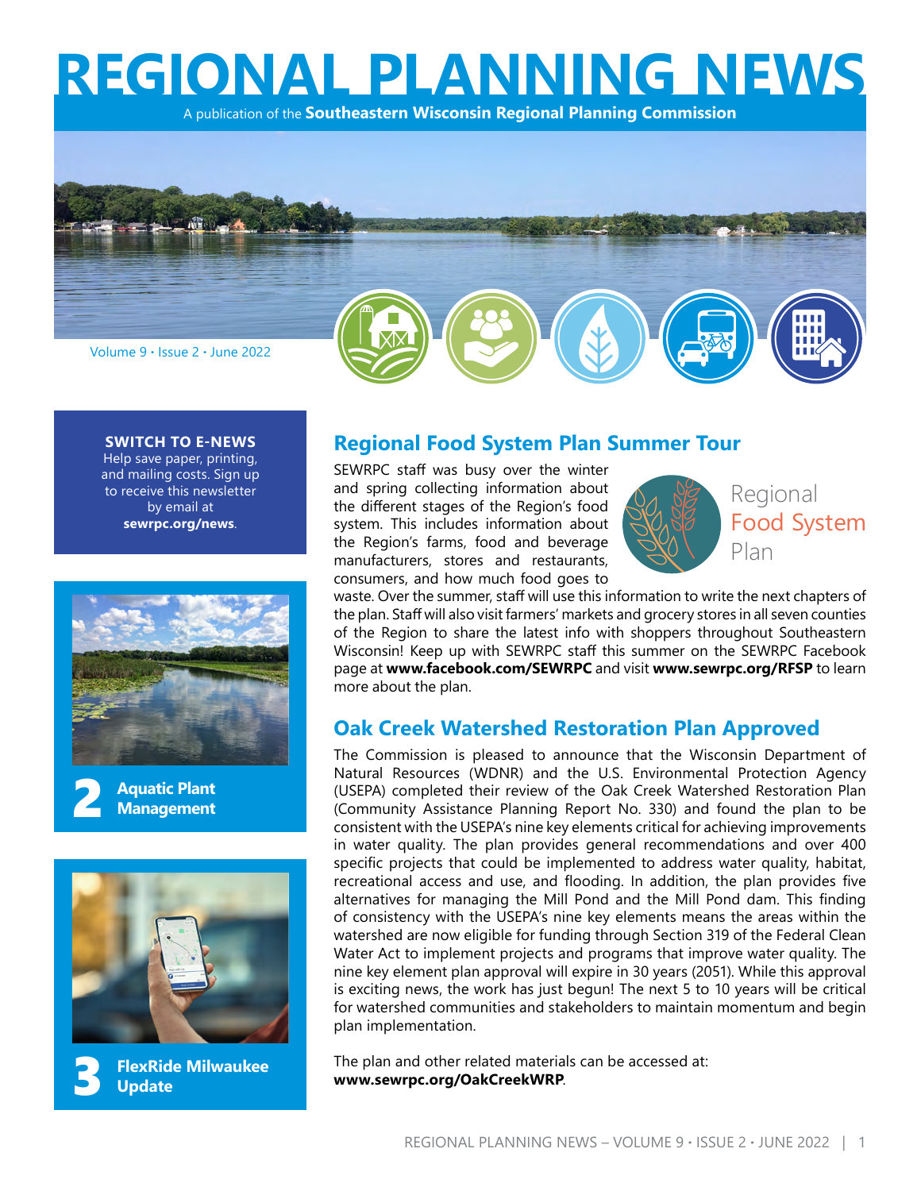# REGIONAL PLANNING NEWS

A publication of the **Southeastern Wisconsin Regional Planning Commission**

Volume 9 • Issue 2 • June 2022

**SWITCH TO E-NEWS**
Help save paper, printing, and mailing costs. Sign up to receive this newsletter by email at **sewrpc.org/news**.

**2** **Aquatic Plant Management**

**3** **FlexRide Milwaukee Update**

## Regional Food System Plan Summer Tour

Regional Food System Plan

SEWRPC staff was busy over the winter and spring collecting information about the different stages of the Region's food system. This includes information about the Region's farms, food and beverage manufacturers, stores and restaurants, consumers, and how much food goes to waste. Over the summer, staff will use this information to write the next chapters of the plan. Staff will also visit farmers' markets and grocery stores in all seven counties of the Region to share the latest info with shoppers throughout Southeastern Wisconsin! Keep up with SEWRPC staff this summer on the SEWRPC Facebook page at **www.facebook.com/SEWRPC** and visit **www.sewrpc.org/RFSP** to learn more about the plan.

## Oak Creek Watershed Restoration Plan Approved

The Commission is pleased to announce that the Wisconsin Department of Natural Resources (WDNR) and the U.S. Environmental Protection Agency (USEPA) completed their review of the Oak Creek Watershed Restoration Plan (Community Assistance Planning Report No. 330) and found the plan to be consistent with the USEPA's nine key elements critical for achieving improvements in water quality. The plan provides general recommendations and over 400 specific projects that could be implemented to address water quality, habitat, recreational access and use, and flooding. In addition, the plan provides five alternatives for managing the Mill Pond and the Mill Pond dam. This finding of consistency with the USEPA's nine key elements means the areas within the watershed are now eligible for funding through Section 319 of the Federal Clean Water Act to implement projects and programs that improve water quality. The nine key element plan approval will expire in 30 years (2051). While this approval is exciting news, the work has just begun! The next 5 to 10 years will be critical for watershed communities and stakeholders to maintain momentum and begin plan implementation.

The plan and other related materials can be accessed at: **www.sewrpc.org/OakCreekWRP**.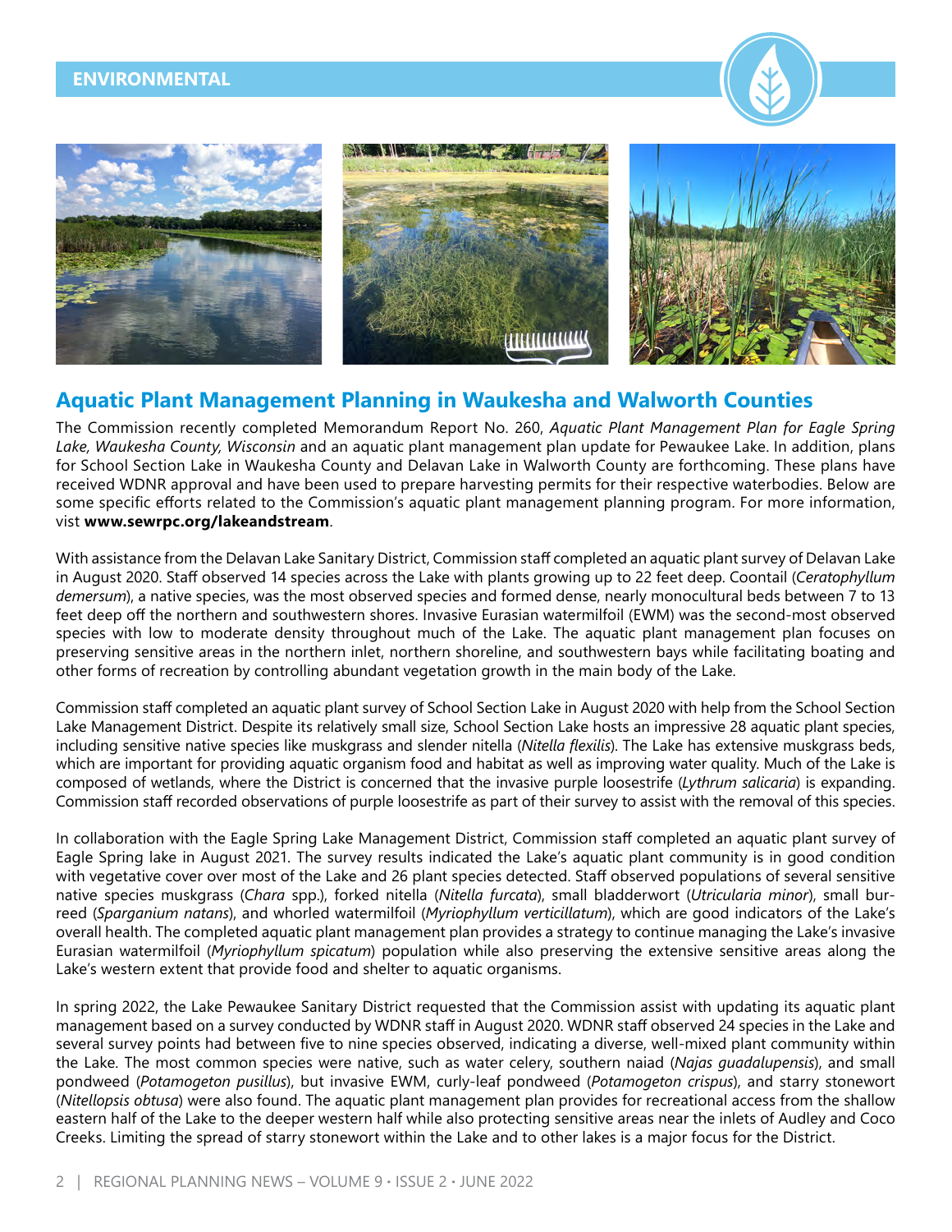ENVIRONMENTAL

## Aquatic Plant Management Planning in Waukesha and Walworth Counties

The Commission recently completed Memorandum Report No. 260, *Aquatic Plant Management Plan for Eagle Spring Lake, Waukesha County, Wisconsin* and an aquatic plant management plan update for Pewaukee Lake. In addition, plans for School Section Lake in Waukesha County and Delavan Lake in Walworth County are forthcoming. These plans have received WDNR approval and have been used to prepare harvesting permits for their respective waterbodies. Below are some specific efforts related to the Commission's aquatic plant management planning program. For more information, visit **www.sewrpc.org/lakeandstream**.

With assistance from the Delavan Lake Sanitary District, Commission staff completed an aquatic plant survey of Delavan Lake in August 2020. Staff observed 14 species across the Lake with plants growing up to 22 feet deep. Coontail (*Ceratophyllum demersum*), a native species, was the most observed species and formed dense, nearly monocultural beds between 7 to 13 feet deep off the northern and southwestern shores. Invasive Eurasian watermilfoil (EWM) was the second-most observed species with low to moderate density throughout much of the Lake. The aquatic plant management plan focuses on preserving sensitive areas in the northern inlet, northern shoreline, and southwestern bays while facilitating boating and other forms of recreation by controlling abundant vegetation growth in the main body of the Lake.

Commission staff completed an aquatic plant survey of School Section Lake in August 2020 with help from the School Section Lake Management District. Despite its relatively small size, School Section Lake hosts an impressive 28 aquatic plant species, including sensitive native species like muskgrass and slender nitella (*Nitella flexilis*). The Lake has extensive muskgrass beds, which are important for providing aquatic organism food and habitat as well as improving water quality. Much of the Lake is composed of wetlands, where the District is concerned that the invasive purple loosestrife (*Lythrum salicaria*) is expanding. Commission staff recorded observations of purple loosestrife as part of their survey to assist with the removal of this species.

In collaboration with the Eagle Spring Lake Management District, Commission staff completed an aquatic plant survey of Eagle Spring lake in August 2021. The survey results indicated the Lake's aquatic plant community is in good condition with vegetative cover over most of the Lake and 26 plant species detected. Staff observed populations of several sensitive native species muskgrass (*Chara* spp.), forked nitella (*Nitella furcata*), small bladderwort (*Utricularia minor*), small bur-reed (*Sparganium natans*), and whorled watermilfoil (*Myriophyllum verticillatum*), which are good indicators of the Lake's overall health. The completed aquatic plant management plan provides a strategy to continue managing the Lake's invasive Eurasian watermilfoil (*Myriophyllum spicatum*) population while also preserving the extensive sensitive areas along the Lake's western extent that provide food and shelter to aquatic organisms.

In spring 2022, the Lake Pewaukee Sanitary District requested that the Commission assist with updating its aquatic plant management based on a survey conducted by WDNR staff in August 2020. WDNR staff observed 24 species in the Lake and several survey points had between five to nine species observed, indicating a diverse, well-mixed plant community within the Lake. The most common species were native, such as water celery, southern naiad (*Najas guadalupensis*), and small pondweed (*Potamogeton pusillus*), but invasive EWM, curly-leaf pondweed (*Potamogeton crispus*), and starry stonewort (*Nitellopsis obtusa*) were also found. The aquatic plant management plan provides for recreational access from the shallow eastern half of the Lake to the deeper western half while also protecting sensitive areas near the inlets of Audley and Coco Creeks. Limiting the spread of starry stonewort within the Lake and to other lakes is a major focus for the District.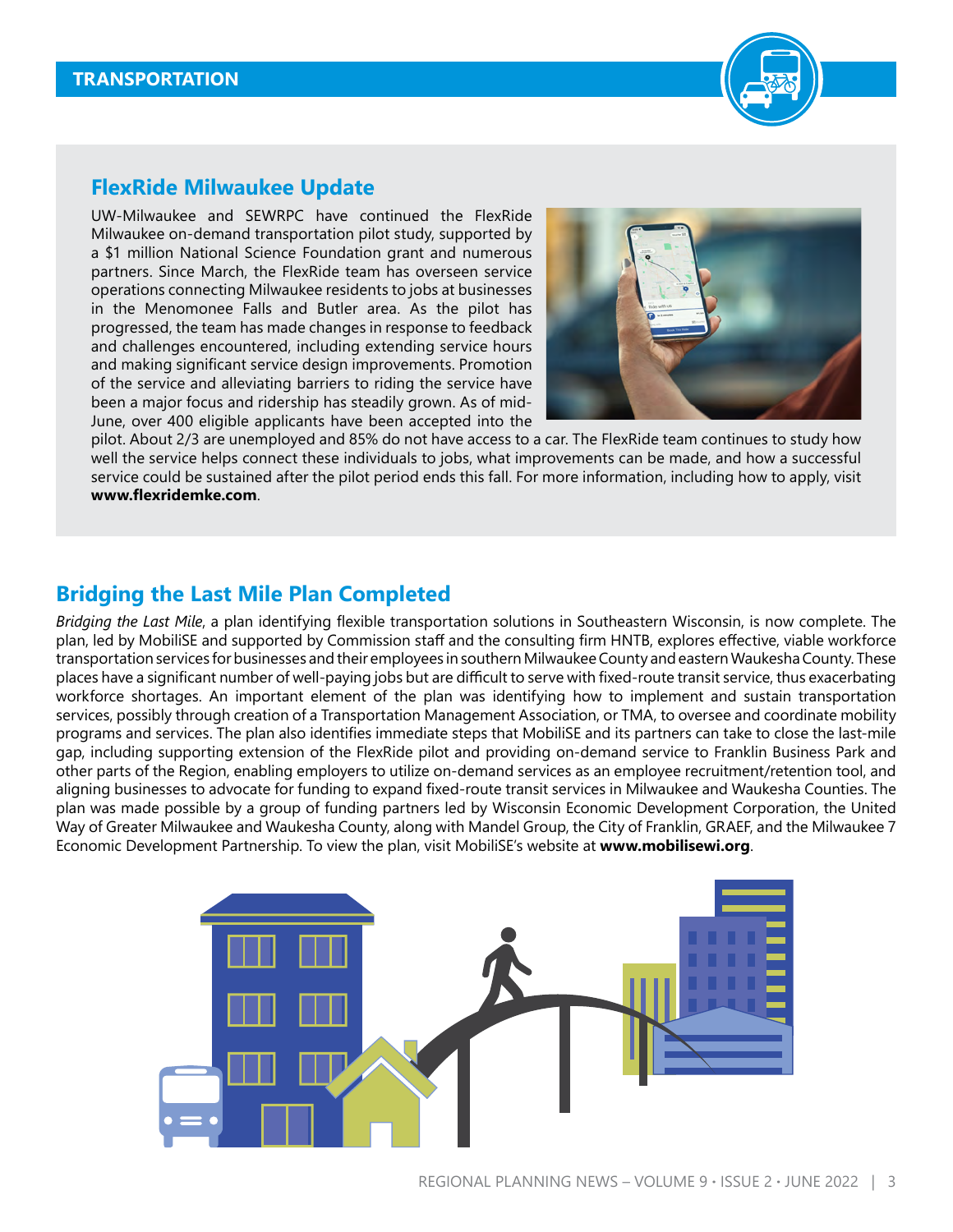# TRANSPORTATION

## FlexRide Milwaukee Update

UW-Milwaukee and SEWRPC have continued the FlexRide Milwaukee on-demand transportation pilot study, supported by a $1 million National Science Foundation grant and numerous partners. Since March, the FlexRide team has overseen service operations connecting Milwaukee residents to jobs at businesses in the Menomonee Falls and Butler area. As the pilot has progressed, the team has made changes in response to feedback and challenges encountered, including extending service hours and making significant service design improvements. Promotion of the service and alleviating barriers to riding the service have been a major focus and ridership has steadily grown. As of mid-June, over 400 eligible applicants have been accepted into the pilot. About 2/3 are unemployed and 85% do not have access to a car. The FlexRide team continues to study how well the service helps connect these individuals to jobs, what improvements can be made, and how a successful service could be sustained after the pilot period ends this fall. For more information, including how to apply, visit **www.flexridemke.com**.

## Bridging the Last Mile Plan Completed

*Bridging the Last Mile*, a plan identifying flexible transportation solutions in Southeastern Wisconsin, is now complete. The plan, led by MobiliSE and supported by Commission staff and the consulting firm HNTB, explores effective, viable workforce transportation services for businesses and their employees in southern Milwaukee County and eastern Waukesha County. These places have a significant number of well-paying jobs but are difficult to serve with fixed-route transit service, thus exacerbating workforce shortages. An important element of the plan was identifying how to implement and sustain transportation services, possibly through creation of a Transportation Management Association, or TMA, to oversee and coordinate mobility programs and services. The plan also identifies immediate steps that MobiliSE and its partners can take to close the last-mile gap, including supporting extension of the FlexRide pilot and providing on-demand service to Franklin Business Park and other parts of the Region, enabling employers to utilize on-demand services as an employee recruitment/retention tool, and aligning businesses to advocate for funding to expand fixed-route transit services in Milwaukee and Waukesha Counties. The plan was made possible by a group of funding partners led by Wisconsin Economic Development Corporation, the United Way of Greater Milwaukee and Waukesha County, along with Mandel Group, the City of Franklin, GRAEF, and the Milwaukee 7 Economic Development Partnership. To view the plan, visit MobiliSE's website at **www.mobilisewi.org**.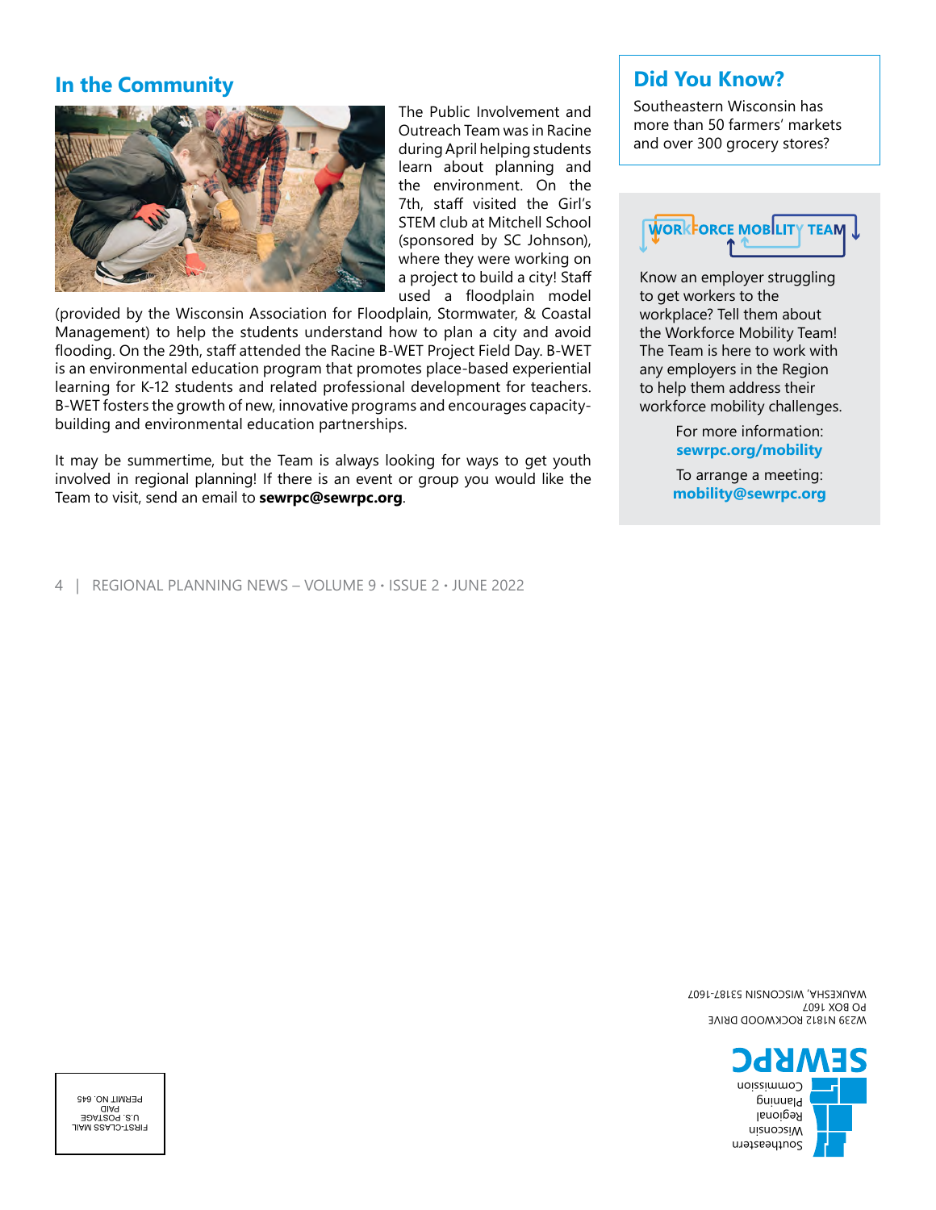## In the Community

The Public Involvement and Outreach Team was in Racine during April helping students learn about planning and the environment. On the 7th, staff visited the Girl's STEM club at Mitchell School (sponsored by SC Johnson), where they were working on a project to build a city! Staff used a floodplain model (provided by the Wisconsin Association for Floodplain, Stormwater, & Coastal Management) to help the students understand how to plan a city and avoid flooding. On the 29th, staff attended the Racine B-WET Project Field Day. B-WET is an environmental education program that promotes place-based experiential learning for K-12 students and related professional development for teachers. B-WET fosters the growth of new, innovative programs and encourages capacity-building and environmental education partnerships.

It may be summertime, but the Team is always looking for ways to get youth involved in regional planning! If there is an event or group you would like the Team to visit, send an email to **sewrpc@sewrpc.org**.

## Did You Know?

Southeastern Wisconsin has more than 50 farmers' markets and over 300 grocery stores?

WORKFORCE MOBILITY TEAM

Know an employer struggling to get workers to the workplace? Tell them about the Workforce Mobility Team! The Team is here to work with any employers in the Region to help them address their workforce mobility challenges.

For more information:
**sewrpc.org/mobility**

To arrange a meeting:
**mobility@sewrpc.org**

Southeastern Wisconsin Regional Planning Commission
SEWRPC

W239 N1812 ROCKWOOD DRIVE
PO BOX 1607
WAUKESHA, WISCONSIN 53187-1607

FIRST-CLASS MAIL
U.S. POSTAGE
PAID
PERMIT NO. 645